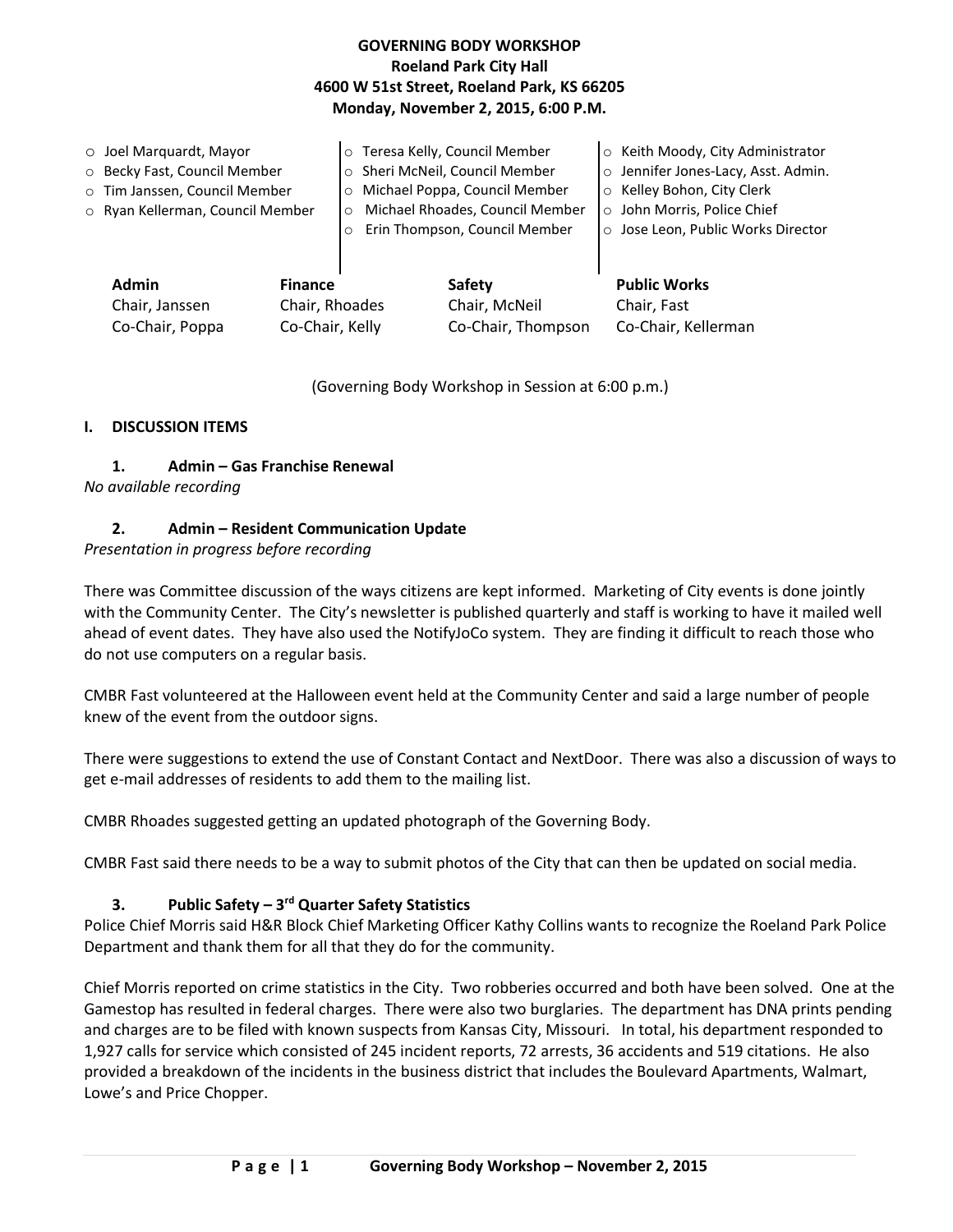# GOVERNING BODY WORKSHOP
**Roeland Park City Hall**
**4600 W 51st Street, Roeland Park, KS 66205**
**Monday, November 2, 2015, 6:00 P.M.**

- Joel Marquardt, Mayor
- Becky Fast, Council Member
- Tim Janssen, Council Member
- Ryan Kellerman, Council Member
- Teresa Kelly, Council Member
- Sheri McNeil, Council Member
- Michael Poppa, Council Member
- Michael Rhoades, Council Member
- Erin Thompson, Council Member
- Keith Moody, City Administrator
- Jennifer Jones-Lacy, Asst. Admin.
- Kelley Bohon, City Clerk
- John Morris, Police Chief
- Jose Leon, Public Works Director

| **Admin** | **Finance** | **Safety** | **Public Works** |
|---|---|---|---|
| Chair, Janssen | Chair, Rhoades | Chair, McNeil | Chair, Fast |
| Co-Chair, Poppa | Co-Chair, Kelly | Co-Chair, Thompson | Co-Chair, Kellerman |

(Governing Body Workshop in Session at 6:00 p.m.)

## I. DISCUSSION ITEMS

### 1. Admin – Gas Franchise Renewal

*No available recording*

### 2. Admin – Resident Communication Update

*Presentation in progress before recording*

There was Committee discussion of the ways citizens are kept informed. Marketing of City events is done jointly with the Community Center. The City's newsletter is published quarterly and staff is working to have it mailed well ahead of event dates. They have also used the NotifyJoCo system. They are finding it difficult to reach those who do not use computers on a regular basis.

CMBR Fast volunteered at the Halloween event held at the Community Center and said a large number of people knew of the event from the outdoor signs.

There were suggestions to extend the use of Constant Contact and NextDoor. There was also a discussion of ways to get e-mail addresses of residents to add them to the mailing list.

CMBR Rhoades suggested getting an updated photograph of the Governing Body.

CMBR Fast said there needs to be a way to submit photos of the City that can then be updated on social media.

### 3. Public Safety – 3rd Quarter Safety Statistics

Police Chief Morris said H&R Block Chief Marketing Officer Kathy Collins wants to recognize the Roeland Park Police Department and thank them for all that they do for the community.

Chief Morris reported on crime statistics in the City. Two robberies occurred and both have been solved. One at the Gamestop has resulted in federal charges. There were also two burglaries. The department has DNA prints pending and charges are to be filed with known suspects from Kansas City, Missouri. In total, his department responded to 1,927 calls for service which consisted of 245 incident reports, 72 arrests, 36 accidents and 519 citations. He also provided a breakdown of the incidents in the business district that includes the Boulevard Apartments, Walmart, Lowe's and Price Chopper.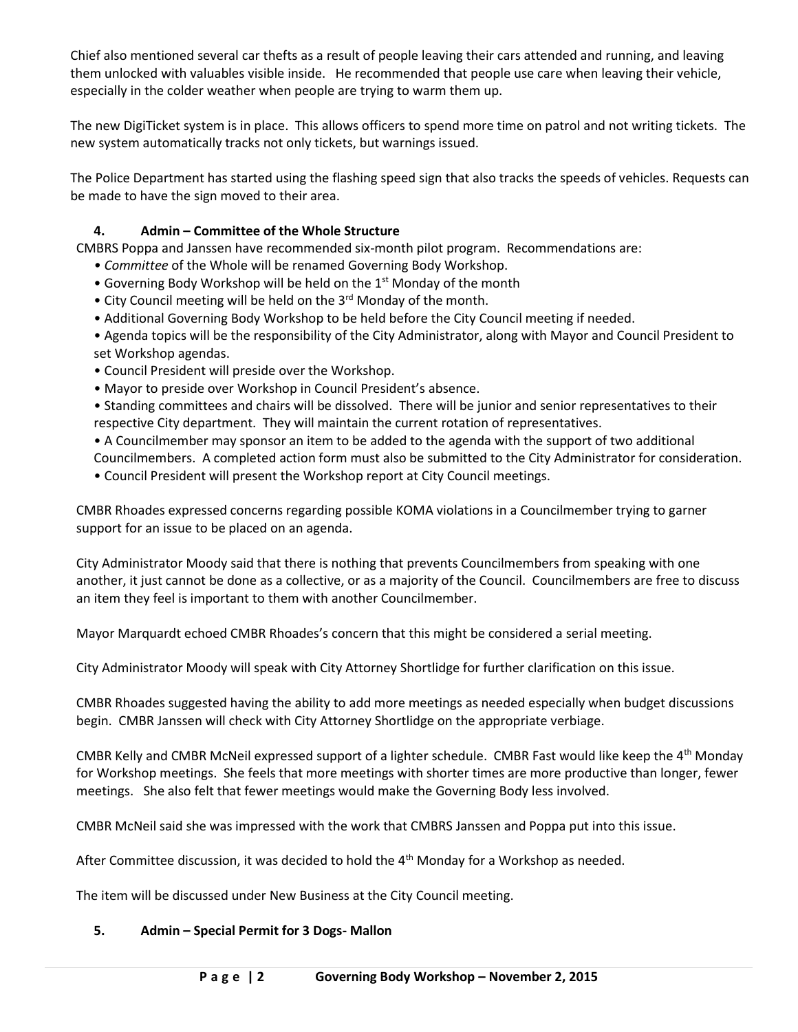Chief also mentioned several car thefts as a result of people leaving their cars attended and running, and leaving them unlocked with valuables visible inside. He recommended that people use care when leaving their vehicle, especially in the colder weather when people are trying to warm them up.

The new DigiTicket system is in place. This allows officers to spend more time on patrol and not writing tickets. The new system automatically tracks not only tickets, but warnings issued.

The Police Department has started using the flashing speed sign that also tracks the speeds of vehicles. Requests can be made to have the sign moved to their area.

### 4. Admin – Committee of the Whole Structure

CMBRS Poppa and Janssen have recommended six-month pilot program. Recommendations are:

- *Committee* of the Whole will be renamed Governing Body Workshop.
- Governing Body Workshop will be held on the 1st Monday of the month
- City Council meeting will be held on the 3rd Monday of the month.
- Additional Governing Body Workshop to be held before the City Council meeting if needed.
- Agenda topics will be the responsibility of the City Administrator, along with Mayor and Council President to set Workshop agendas.
- Council President will preside over the Workshop.
- Mayor to preside over Workshop in Council President's absence.
- Standing committees and chairs will be dissolved. There will be junior and senior representatives to their respective City department. They will maintain the current rotation of representatives.
- A Councilmember may sponsor an item to be added to the agenda with the support of two additional Councilmembers. A completed action form must also be submitted to the City Administrator for consideration.
- Council President will present the Workshop report at City Council meetings.

CMBR Rhoades expressed concerns regarding possible KOMA violations in a Councilmember trying to garner support for an issue to be placed on an agenda.

City Administrator Moody said that there is nothing that prevents Councilmembers from speaking with one another, it just cannot be done as a collective, or as a majority of the Council. Councilmembers are free to discuss an item they feel is important to them with another Councilmember.

Mayor Marquardt echoed CMBR Rhoades's concern that this might be considered a serial meeting.

City Administrator Moody will speak with City Attorney Shortlidge for further clarification on this issue.

CMBR Rhoades suggested having the ability to add more meetings as needed especially when budget discussions begin. CMBR Janssen will check with City Attorney Shortlidge on the appropriate verbiage.

CMBR Kelly and CMBR McNeil expressed support of a lighter schedule. CMBR Fast would like keep the 4th Monday for Workshop meetings. She feels that more meetings with shorter times are more productive than longer, fewer meetings. She also felt that fewer meetings would make the Governing Body less involved.

CMBR McNeil said she was impressed with the work that CMBRS Janssen and Poppa put into this issue.

After Committee discussion, it was decided to hold the 4th Monday for a Workshop as needed.

The item will be discussed under New Business at the City Council meeting.

### 5. Admin – Special Permit for 3 Dogs- Mallon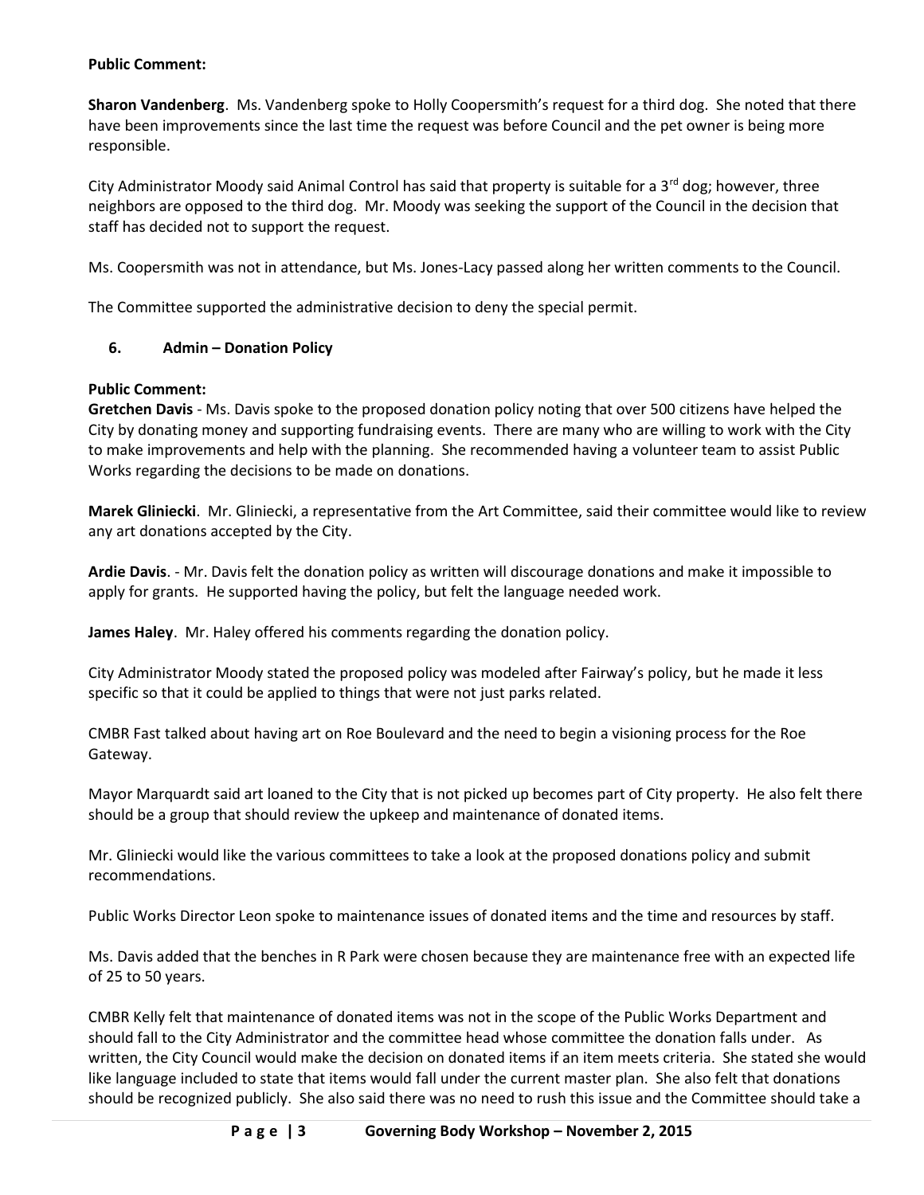**Public Comment:**

**Sharon Vandenberg**. Ms. Vandenberg spoke to Holly Coopersmith's request for a third dog. She noted that there have been improvements since the last time the request was before Council and the pet owner is being more responsible.

City Administrator Moody said Animal Control has said that property is suitable for a 3rd dog; however, three neighbors are opposed to the third dog. Mr. Moody was seeking the support of the Council in the decision that staff has decided not to support the request.

Ms. Coopersmith was not in attendance, but Ms. Jones-Lacy passed along her written comments to the Council.

The Committee supported the administrative decision to deny the special permit.

## 6. Admin – Donation Policy

**Public Comment:**

**Gretchen Davis** - Ms. Davis spoke to the proposed donation policy noting that over 500 citizens have helped the City by donating money and supporting fundraising events. There are many who are willing to work with the City to make improvements and help with the planning. She recommended having a volunteer team to assist Public Works regarding the decisions to be made on donations.

**Marek Gliniecki**. Mr. Gliniecki, a representative from the Art Committee, said their committee would like to review any art donations accepted by the City.

**Ardie Davis**. - Mr. Davis felt the donation policy as written will discourage donations and make it impossible to apply for grants. He supported having the policy, but felt the language needed work.

**James Haley**. Mr. Haley offered his comments regarding the donation policy.

City Administrator Moody stated the proposed policy was modeled after Fairway's policy, but he made it less specific so that it could be applied to things that were not just parks related.

CMBR Fast talked about having art on Roe Boulevard and the need to begin a visioning process for the Roe Gateway.

Mayor Marquardt said art loaned to the City that is not picked up becomes part of City property. He also felt there should be a group that should review the upkeep and maintenance of donated items.

Mr. Gliniecki would like the various committees to take a look at the proposed donations policy and submit recommendations.

Public Works Director Leon spoke to maintenance issues of donated items and the time and resources by staff.

Ms. Davis added that the benches in R Park were chosen because they are maintenance free with an expected life of 25 to 50 years.

CMBR Kelly felt that maintenance of donated items was not in the scope of the Public Works Department and should fall to the City Administrator and the committee head whose committee the donation falls under. As written, the City Council would make the decision on donated items if an item meets criteria. She stated she would like language included to state that items would fall under the current master plan. She also felt that donations should be recognized publicly. She also said there was no need to rush this issue and the Committee should take a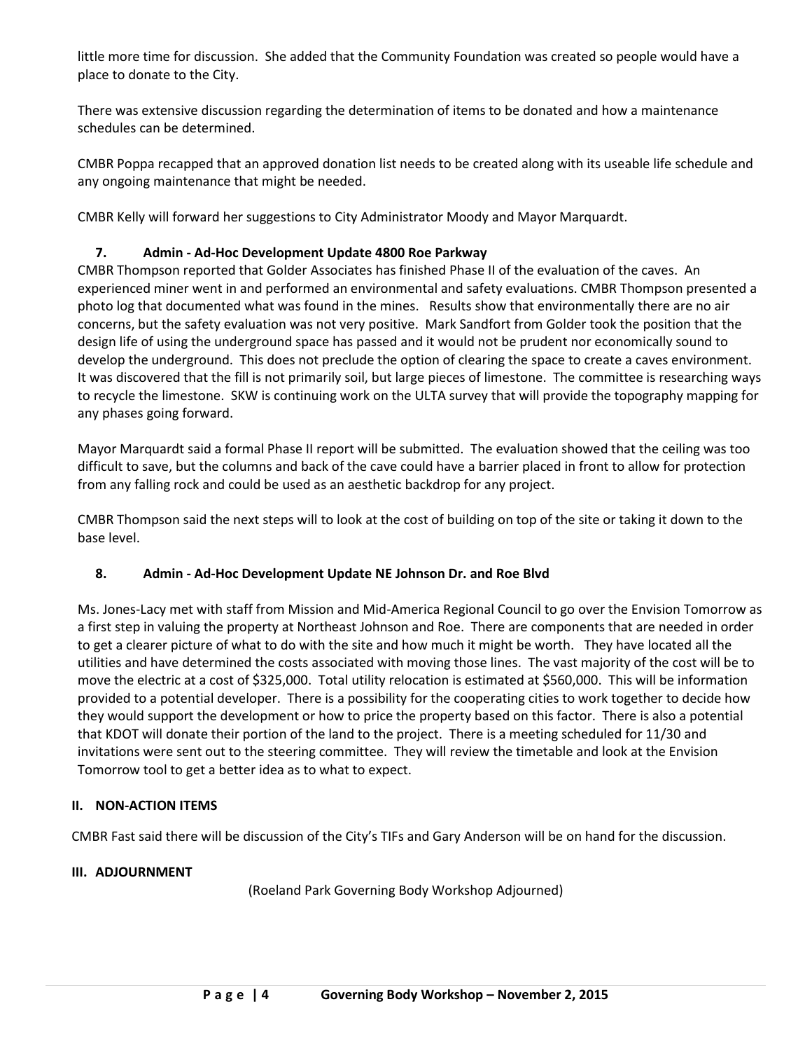little more time for discussion. She added that the Community Foundation was created so people would have a place to donate to the City.

There was extensive discussion regarding the determination of items to be donated and how a maintenance schedules can be determined.

CMBR Poppa recapped that an approved donation list needs to be created along with its useable life schedule and any ongoing maintenance that might be needed.

CMBR Kelly will forward her suggestions to City Administrator Moody and Mayor Marquardt.

**7. Admin - Ad-Hoc Development Update 4800 Roe Parkway**

CMBR Thompson reported that Golder Associates has finished Phase II of the evaluation of the caves. An experienced miner went in and performed an environmental and safety evaluations. CMBR Thompson presented a photo log that documented what was found in the mines. Results show that environmentally there are no air concerns, but the safety evaluation was not very positive. Mark Sandfort from Golder took the position that the design life of using the underground space has passed and it would not be prudent nor economically sound to develop the underground. This does not preclude the option of clearing the space to create a caves environment. It was discovered that the fill is not primarily soil, but large pieces of limestone. The committee is researching ways to recycle the limestone. SKW is continuing work on the ULTA survey that will provide the topography mapping for any phases going forward.

Mayor Marquardt said a formal Phase II report will be submitted. The evaluation showed that the ceiling was too difficult to save, but the columns and back of the cave could have a barrier placed in front to allow for protection from any falling rock and could be used as an aesthetic backdrop for any project.

CMBR Thompson said the next steps will to look at the cost of building on top of the site or taking it down to the base level.

**8. Admin - Ad-Hoc Development Update NE Johnson Dr. and Roe Blvd**

Ms. Jones-Lacy met with staff from Mission and Mid-America Regional Council to go over the Envision Tomorrow as a first step in valuing the property at Northeast Johnson and Roe. There are components that are needed in order to get a clearer picture of what to do with the site and how much it might be worth. They have located all the utilities and have determined the costs associated with moving those lines. The vast majority of the cost will be to move the electric at a cost of $325,000. Total utility relocation is estimated at $560,000. This will be information provided to a potential developer. There is a possibility for the cooperating cities to work together to decide how they would support the development or how to price the property based on this factor. There is also a potential that KDOT will donate their portion of the land to the project. There is a meeting scheduled for 11/30 and invitations were sent out to the steering committee. They will review the timetable and look at the Envision Tomorrow tool to get a better idea as to what to expect.

## II. NON-ACTION ITEMS

CMBR Fast said there will be discussion of the City's TIFs and Gary Anderson will be on hand for the discussion.

## III. ADJOURNMENT

(Roeland Park Governing Body Workshop Adjourned)